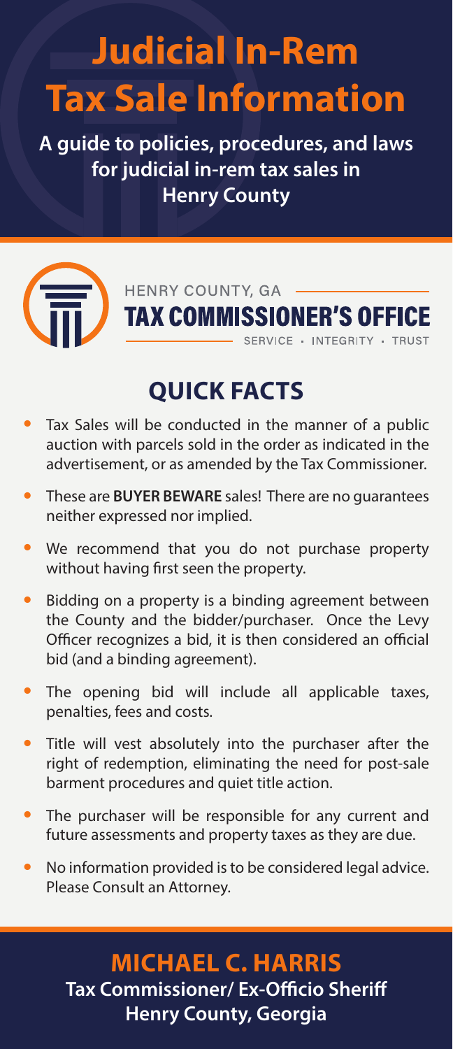# Judicial In-Rem Tax Sale Information

**A guide to policies, procedures, and laws for judicial in-rem tax sales in Henry County**

HENRY COUNTY, GA
**TAX COMMISSIONER'S OFFICE**
SERVICE · INTEGRITY · TRUST

## QUICK FACTS

- Tax Sales will be conducted in the manner of a public auction with parcels sold in the order as indicated in the advertisement, or as amended by the Tax Commissioner.
- These are **BUYER BEWARE** sales! There are no guarantees neither expressed nor implied.
- We recommend that you do not purchase property without having first seen the property.
- Bidding on a property is a binding agreement between the County and the bidder/purchaser. Once the Levy Officer recognizes a bid, it is then considered an official bid (and a binding agreement).
- The opening bid will include all applicable taxes, penalties, fees and costs.
- Title will vest absolutely into the purchaser after the right of redemption, eliminating the need for post-sale barment procedures and quiet title action.
- The purchaser will be responsible for any current and future assessments and property taxes as they are due.
- No information provided is to be considered legal advice. Please Consult an Attorney.

**MICHAEL C. HARRIS**
**Tax Commissioner/ Ex-Officio Sheriff**
**Henry County, Georgia**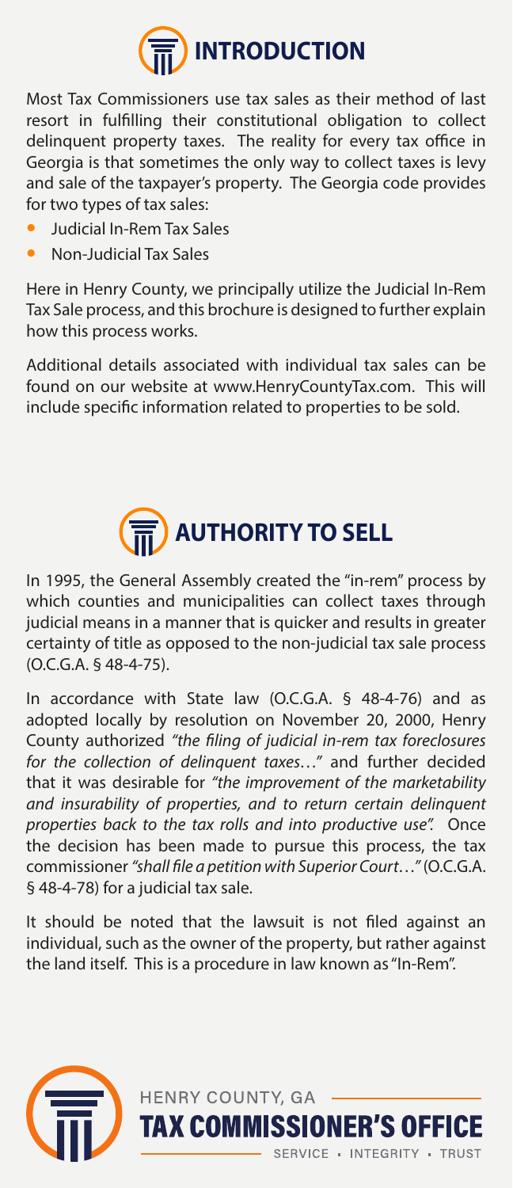# INTRODUCTION

Most Tax Commissioners use tax sales as their method of last resort in fulfilling their constitutional obligation to collect delinquent property taxes. The reality for every tax office in Georgia is that sometimes the only way to collect taxes is levy and sale of the taxpayer's property. The Georgia code provides for two types of tax sales:

- Judicial In-Rem Tax Sales
- Non-Judicial Tax Sales

Here in Henry County, we principally utilize the Judicial In-Rem Tax Sale process, and this brochure is designed to further explain how this process works.

Additional details associated with individual tax sales can be found on our website at www.HenryCountyTax.com. This will include specific information related to properties to be sold.

# AUTHORITY TO SELL

In 1995, the General Assembly created the "in-rem" process by which counties and municipalities can collect taxes through judicial means in a manner that is quicker and results in greater certainty of title as opposed to the non-judicial tax sale process (O.C.G.A. § 48-4-75).

In accordance with State law (O.C.G.A. § 48-4-76) and as adopted locally by resolution on November 20, 2000, Henry County authorized *"the filing of judicial in-rem tax foreclosures for the collection of delinquent taxes…"* and further decided that it was desirable for *"the improvement of the marketability and insurability of properties, and to return certain delinquent properties back to the tax rolls and into productive use".* Once the decision has been made to pursue this process, the tax commissioner *"shall file a petition with Superior Court…"* (O.C.G.A. § 48-4-78) for a judicial tax sale.

It should be noted that the lawsuit is not filed against an individual, such as the owner of the property, but rather against the land itself. This is a procedure in law known as "In-Rem".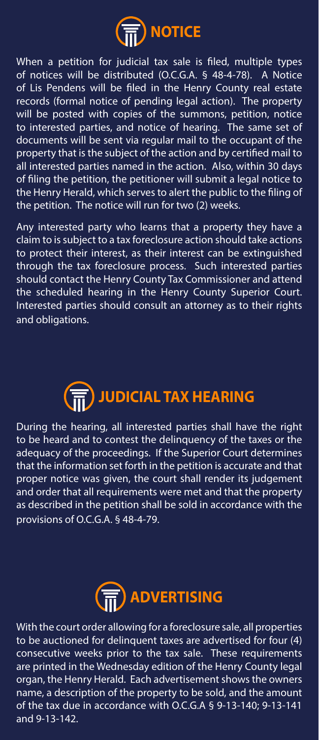## NOTICE

When a petition for judicial tax sale is filed, multiple types of notices will be distributed (O.C.G.A. § 48-4-78). A Notice of Lis Pendens will be filed in the Henry County real estate records (formal notice of pending legal action). The property will be posted with copies of the summons, petition, notice to interested parties, and notice of hearing. The same set of documents will be sent via regular mail to the occupant of the property that is the subject of the action and by certified mail to all interested parties named in the action. Also, within 30 days of filing the petition, the petitioner will submit a legal notice to the Henry Herald, which serves to alert the public to the filing of the petition. The notice will run for two (2) weeks.

Any interested party who learns that a property they have a claim to is subject to a tax foreclosure action should take actions to protect their interest, as their interest can be extinguished through the tax foreclosure process. Such interested parties should contact the Henry County Tax Commissioner and attend the scheduled hearing in the Henry County Superior Court. Interested parties should consult an attorney as to their rights and obligations.

## JUDICIAL TAX HEARING

During the hearing, all interested parties shall have the right to be heard and to contest the delinquency of the taxes or the adequacy of the proceedings. If the Superior Court determines that the information set forth in the petition is accurate and that proper notice was given, the court shall render its judgement and order that all requirements were met and that the property as described in the petition shall be sold in accordance with the provisions of O.C.G.A. § 48-4-79.

## ADVERTISING

With the court order allowing for a foreclosure sale, all properties to be auctioned for delinquent taxes are advertised for four (4) consecutive weeks prior to the tax sale. These requirements are printed in the Wednesday edition of the Henry County legal organ, the Henry Herald. Each advertisement shows the owners name, a description of the property to be sold, and the amount of the tax due in accordance with O.C.G.A § 9-13-140; 9-13-141 and 9-13-142.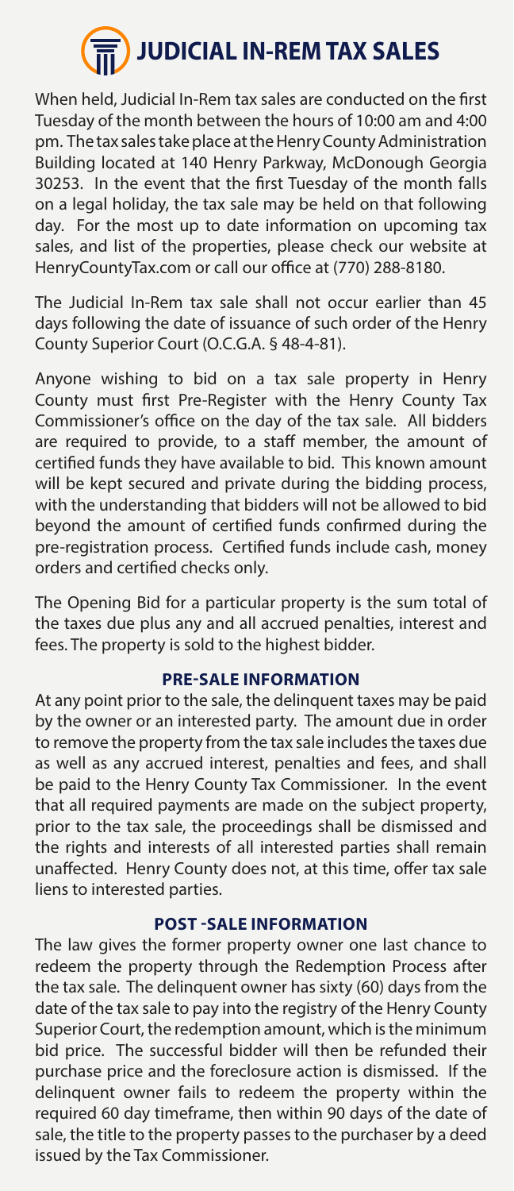# JUDICIAL IN-REM TAX SALES

When held, Judicial In-Rem tax sales are conducted on the first Tuesday of the month between the hours of 10:00 am and 4:00 pm. The tax sales take place at the Henry County Administration Building located at 140 Henry Parkway, McDonough Georgia 30253. In the event that the first Tuesday of the month falls on a legal holiday, the tax sale may be held on that following day. For the most up to date information on upcoming tax sales, and list of the properties, please check our website at HenryCountyTax.com or call our office at (770) 288-8180.

The Judicial In-Rem tax sale shall not occur earlier than 45 days following the date of issuance of such order of the Henry County Superior Court (O.C.G.A. § 48-4-81).

Anyone wishing to bid on a tax sale property in Henry County must first Pre-Register with the Henry County Tax Commissioner's office on the day of the tax sale. All bidders are required to provide, to a staff member, the amount of certified funds they have available to bid. This known amount will be kept secured and private during the bidding process, with the understanding that bidders will not be allowed to bid beyond the amount of certified funds confirmed during the pre-registration process. Certified funds include cash, money orders and certified checks only.

The Opening Bid for a particular property is the sum total of the taxes due plus any and all accrued penalties, interest and fees. The property is sold to the highest bidder.

### PRE-SALE INFORMATION

At any point prior to the sale, the delinquent taxes may be paid by the owner or an interested party. The amount due in order to remove the property from the tax sale includes the taxes due as well as any accrued interest, penalties and fees, and shall be paid to the Henry County Tax Commissioner. In the event that all required payments are made on the subject property, prior to the tax sale, the proceedings shall be dismissed and the rights and interests of all interested parties shall remain unaffected. Henry County does not, at this time, offer tax sale liens to interested parties.

### POST -SALE INFORMATION

The law gives the former property owner one last chance to redeem the property through the Redemption Process after the tax sale. The delinquent owner has sixty (60) days from the date of the tax sale to pay into the registry of the Henry County Superior Court, the redemption amount, which is the minimum bid price. The successful bidder will then be refunded their purchase price and the foreclosure action is dismissed. If the delinquent owner fails to redeem the property within the required 60 day timeframe, then within 90 days of the date of sale, the title to the property passes to the purchaser by a deed issued by the Tax Commissioner.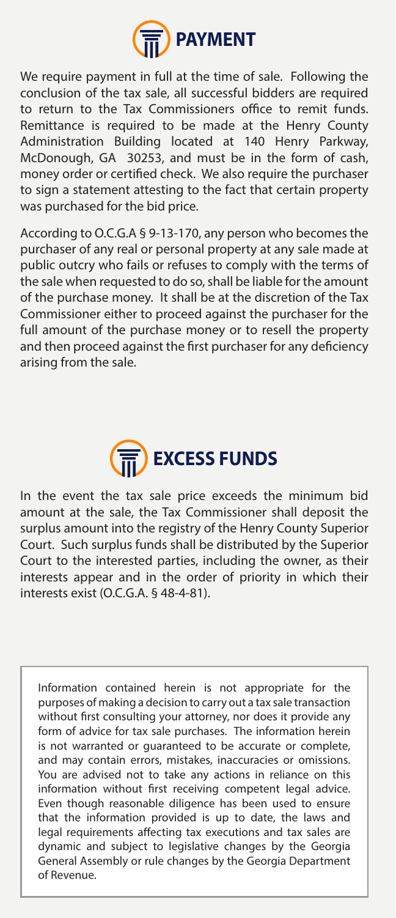## PAYMENT

We require payment in full at the time of sale. Following the conclusion of the tax sale, all successful bidders are required to return to the Tax Commissioners office to remit funds. Remittance is required to be made at the Henry County Administration Building located at 140 Henry Parkway, McDonough, GA 30253, and must be in the form of cash, money order or certified check. We also require the purchaser to sign a statement attesting to the fact that certain property was purchased for the bid price.

According to O.C.G.A § 9-13-170, any person who becomes the purchaser of any real or personal property at any sale made at public outcry who fails or refuses to comply with the terms of the sale when requested to do so, shall be liable for the amount of the purchase money. It shall be at the discretion of the Tax Commissioner either to proceed against the purchaser for the full amount of the purchase money or to resell the property and then proceed against the first purchaser for any deficiency arising from the sale.

## EXCESS FUNDS

In the event the tax sale price exceeds the minimum bid amount at the sale, the Tax Commissioner shall deposit the surplus amount into the registry of the Henry County Superior Court. Such surplus funds shall be distributed by the Superior Court to the interested parties, including the owner, as their interests appear and in the order of priority in which their interests exist (O.C.G.A. § 48-4-81).

Information contained herein is not appropriate for the purposes of making a decision to carry out a tax sale transaction without first consulting your attorney, nor does it provide any form of advice for tax sale purchases. The information herein is not warranted or guaranteed to be accurate or complete, and may contain errors, mistakes, inaccuracies or omissions. You are advised not to take any actions in reliance on this information without first receiving competent legal advice. Even though reasonable diligence has been used to ensure that the information provided is up to date, the laws and legal requirements affecting tax executions and tax sales are dynamic and subject to legislative changes by the Georgia General Assembly or rule changes by the Georgia Department of Revenue.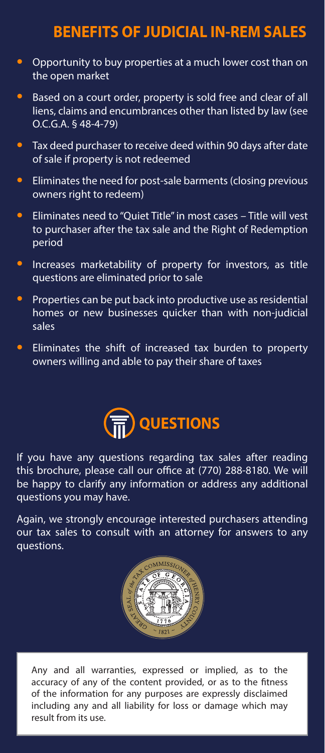## BENEFITS OF JUDICIAL IN-REM SALES

- Opportunity to buy properties at a much lower cost than on the open market
- Based on a court order, property is sold free and clear of all liens, claims and encumbrances other than listed by law (see O.C.G.A. § 48-4-79)
- Tax deed purchaser to receive deed within 90 days after date of sale if property is not redeemed
- Eliminates the need for post-sale barments (closing previous owners right to redeem)
- Eliminates need to "Quiet Title" in most cases – Title will vest to purchaser after the tax sale and the Right of Redemption period
- Increases marketability of property for investors, as title questions are eliminated prior to sale
- Properties can be put back into productive use as residential homes or new businesses quicker than with non-judicial sales
- Eliminates the shift of increased tax burden to property owners willing and able to pay their share of taxes

## QUESTIONS

If you have any questions regarding tax sales after reading this brochure, please call our office at (770) 288-8180. We will be happy to clarify any information or address any additional questions you may have.

Again, we strongly encourage interested purchasers attending our tax sales to consult with an attorney for answers to any questions.

Any and all warranties, expressed or implied, as to the accuracy of any of the content provided, or as to the fitness of the information for any purposes are expressly disclaimed including any and all liability for loss or damage which may result from its use.